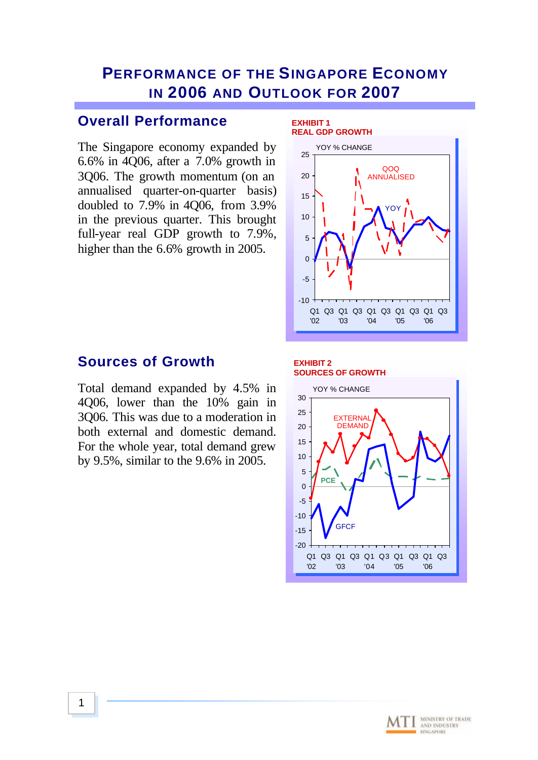# PERFORMANCE OF THE SINGAPORE ECONOMY IN 2006 AND OUTLOOK FOR 2007

## Overall Performance

The Singapore economy expanded by 6.6% in 4Q06, after a 7.0% growth in 3Q06. The growth momentum (on an annualised quarter-on-quarter basis) doubled to 7.9% in 4Q06, from 3.9% in the previous quarter. This brought full-year real GDP growth to 7.9%, higher than the 6.6% growth in 2005.

**EXHIBIT 1**
**REAL GDP GROWTH**

## Sources of Growth

Total demand expanded by 4.5% in 4Q06, lower than the 10% gain in 3Q06. This was due to a moderation in both external and domestic demand. For the whole year, total demand grew by 9.5%, similar to the 9.6% in 2005.

**EXHIBIT 2**
**SOURCES OF GROWTH**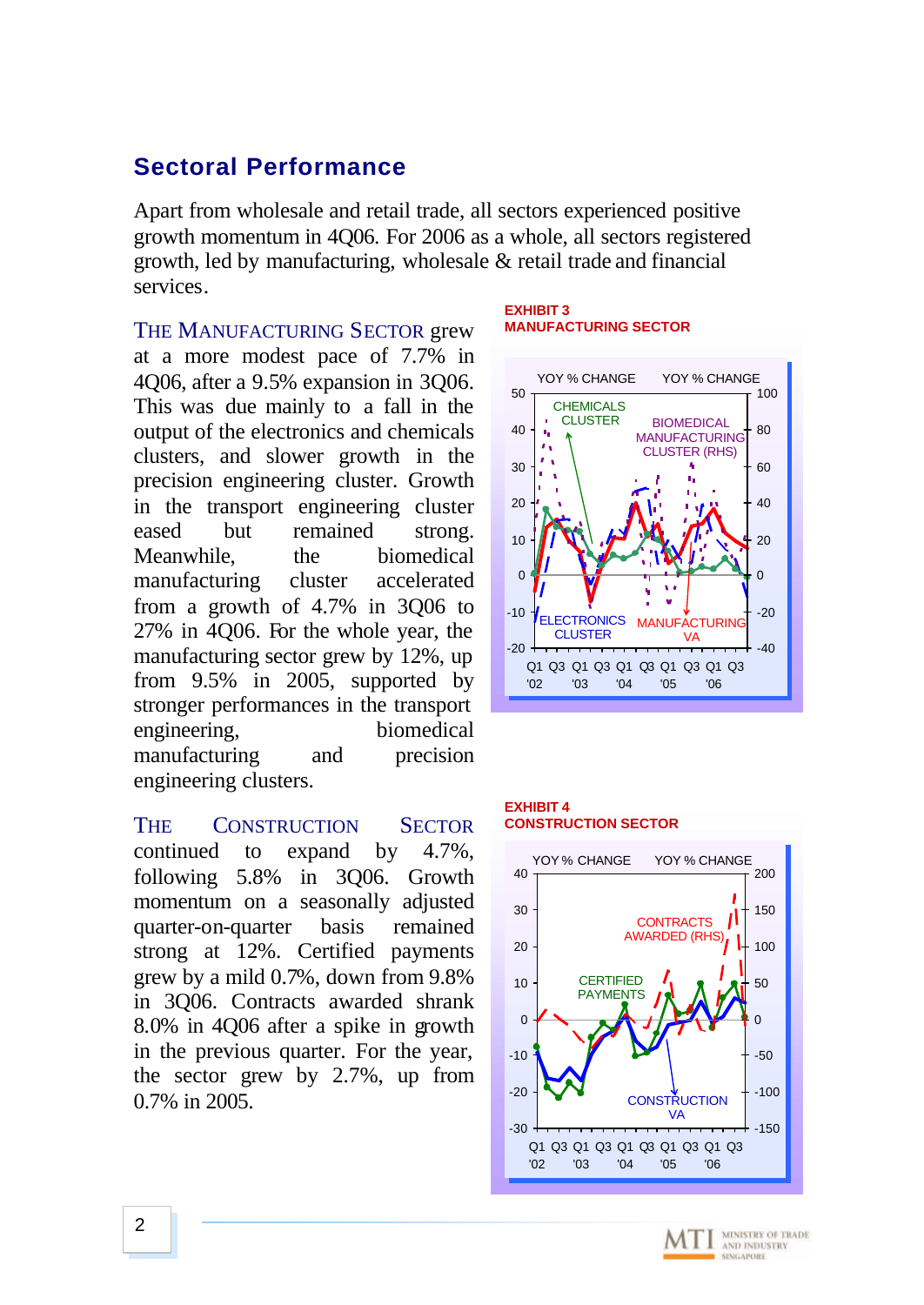## Sectoral Performance

Apart from wholesale and retail trade, all sectors experienced positive growth momentum in 4Q06. For 2006 as a whole, all sectors registered growth, led by manufacturing, wholesale & retail trade and financial services.

THE MANUFACTURING SECTOR grew at a more modest pace of 7.7% in 4Q06, after a 9.5% expansion in 3Q06. This was due mainly to a fall in the output of the electronics and chemicals clusters, and slower growth in the precision engineering cluster. Growth in the transport engineering cluster eased but remained strong. Meanwhile, the biomedical manufacturing cluster accelerated from a growth of 4.7% in 3Q06 to 27% in 4Q06. For the whole year, the manufacturing sector grew by 12%, up from 9.5% in 2005, supported by stronger performances in the transport engineering, biomedical manufacturing and precision engineering clusters.

**EXHIBIT 3**
**MANUFACTURING SECTOR**

THE CONSTRUCTION SECTOR continued to expand by 4.7%, following 5.8% in 3Q06. Growth momentum on a seasonally adjusted quarter-on-quarter basis remained strong at 12%. Certified payments grew by a mild 0.7%, down from 9.8% in 3Q06. Contracts awarded shrank 8.0% in 4Q06 after a spike in growth in the previous quarter. For the year, the sector grew by 2.7%, up from 0.7% in 2005.

**EXHIBIT 4**
**CONSTRUCTION SECTOR**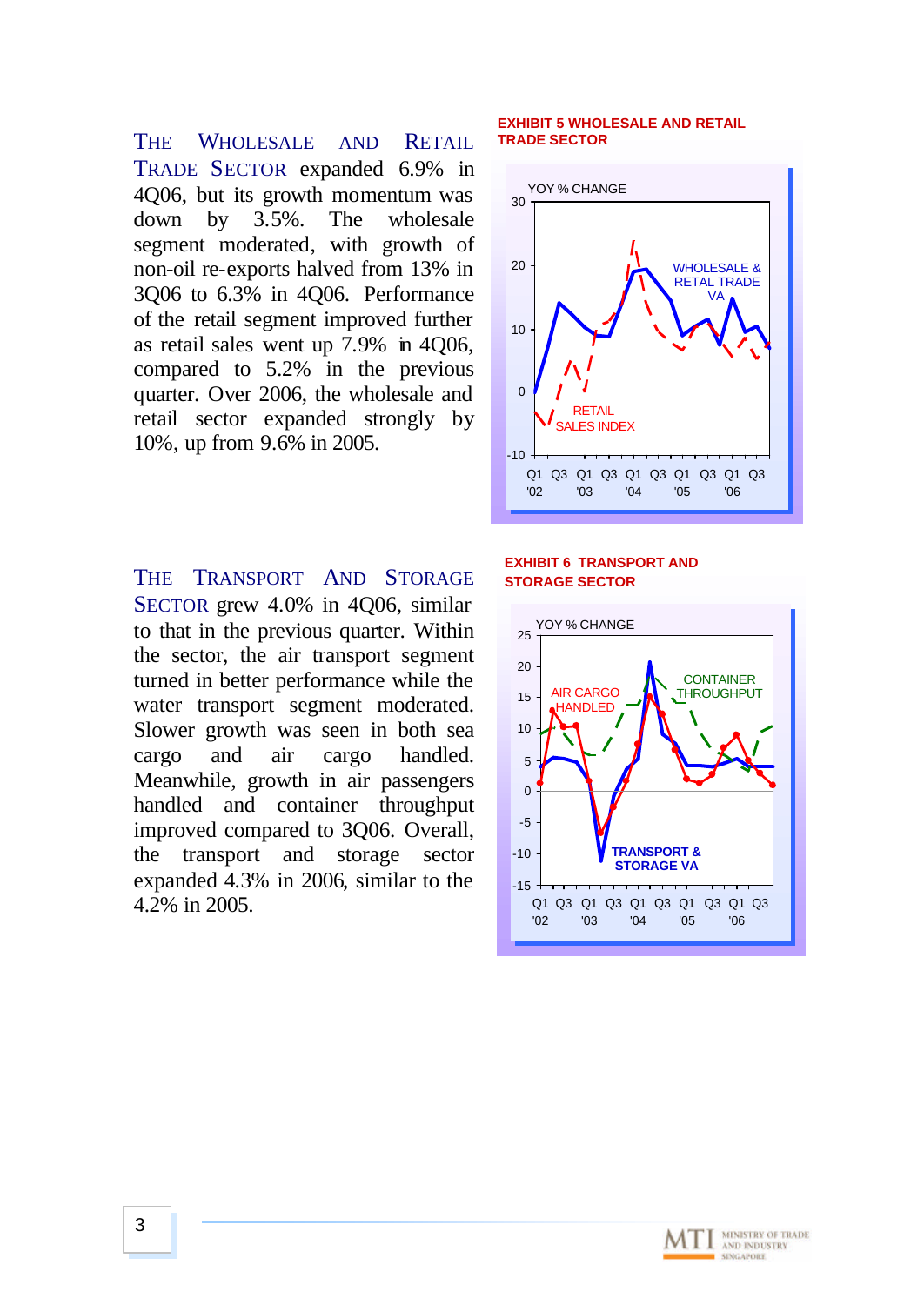THE WHOLESALE AND RETAIL TRADE SECTOR expanded 6.9% in 4Q06, but its growth momentum was down by 3.5%. The wholesale segment moderated, with growth of non-oil re-exports halved from 13% in 3Q06 to 6.3% in 4Q06. Performance of the retail segment improved further as retail sales went up 7.9% in 4Q06, compared to 5.2% in the previous quarter. Over 2006, the wholesale and retail sector expanded strongly by 10%, up from 9.6% in 2005.

**EXHIBIT 5 WHOLESALE AND RETAIL TRADE SECTOR**

THE TRANSPORT AND STORAGE SECTOR grew 4.0% in 4Q06, similar to that in the previous quarter. Within the sector, the air transport segment turned in better performance while the water transport segment moderated. Slower growth was seen in both sea cargo and air cargo handled. Meanwhile, growth in air passengers handled and container throughput improved compared to 3Q06. Overall, the transport and storage sector expanded 4.3% in 2006, similar to the 4.2% in 2005.

**EXHIBIT 6 TRANSPORT AND STORAGE SECTOR**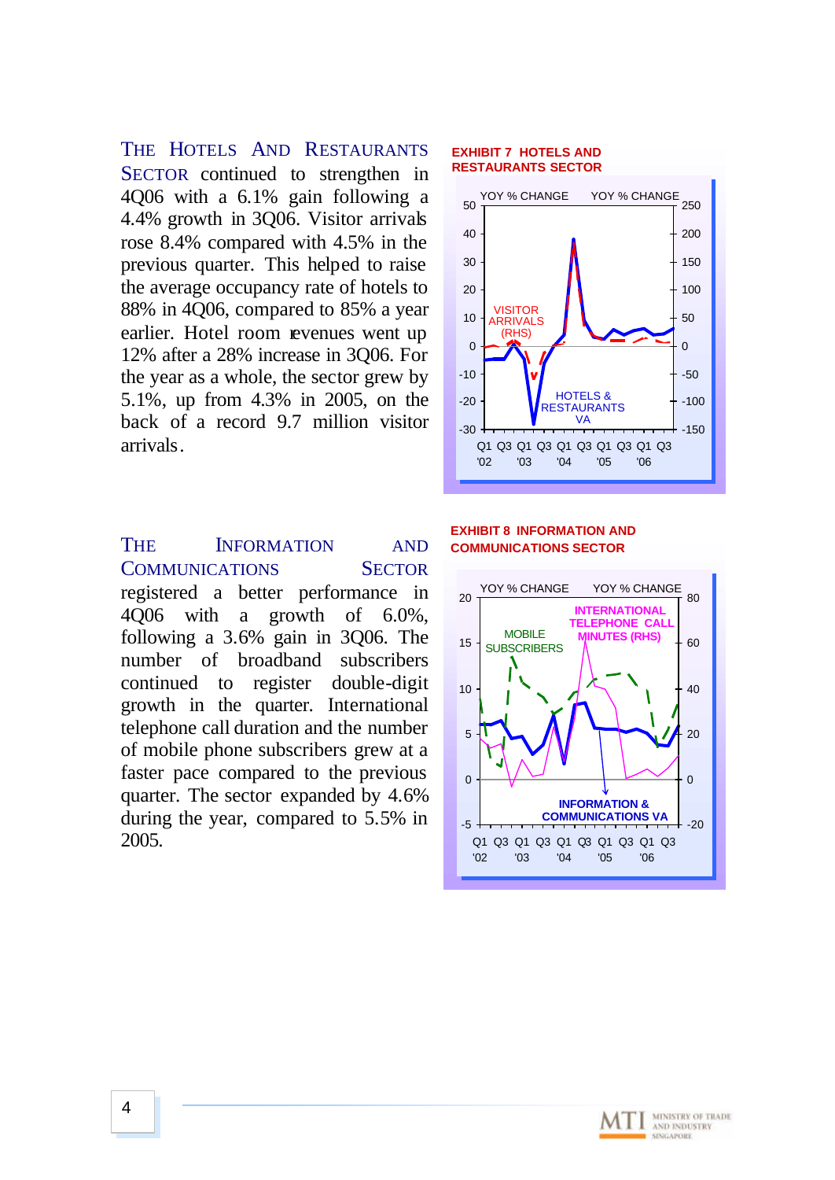**The Hotels And Restaurants Sector** continued to strengthen in 4Q06 with a 6.1% gain following a 4.4% growth in 3Q06. Visitor arrivals rose 8.4% compared with 4.5% in the previous quarter. This helped to raise the average occupancy rate of hotels to 88% in 4Q06, compared to 85% a year earlier. Hotel room revenues went up 12% after a 28% increase in 3Q06. For the year as a whole, the sector grew by 5.1%, up from 4.3% in 2005, on the back of a record 9.7 million visitor arrivals.

**EXHIBIT 7 HOTELS AND RESTAURANTS SECTOR**

**The Information And Communications Sector** registered a better performance in 4Q06 with a growth of 6.0%, following a 3.6% gain in 3Q06. The number of broadband subscribers continued to register double-digit growth in the quarter. International telephone call duration and the number of mobile phone subscribers grew at a faster pace compared to the previous quarter. The sector expanded by 4.6% during the year, compared to 5.5% in 2005.

**EXHIBIT 8 INFORMATION AND COMMUNICATIONS SECTOR**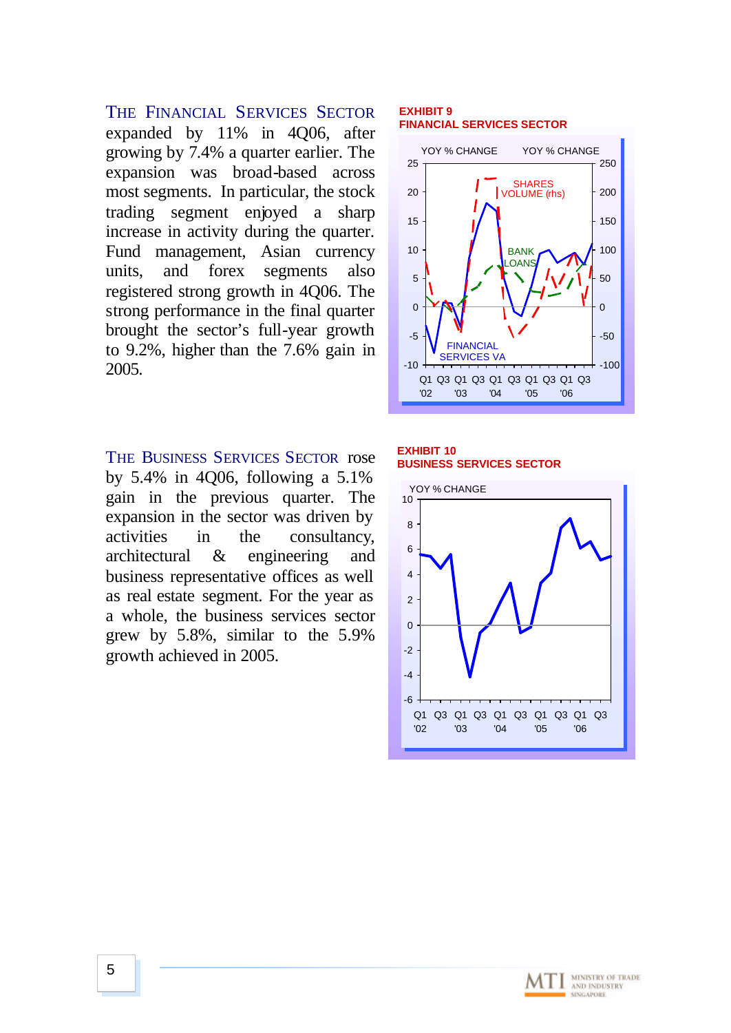THE FINANCIAL SERVICES SECTOR expanded by 11% in 4Q06, after growing by 7.4% a quarter earlier. The expansion was broad-based across most segments. In particular, the stock trading segment enjoyed a sharp increase in activity during the quarter. Fund management, Asian currency units, and forex segments also registered strong growth in 4Q06. The strong performance in the final quarter brought the sector's full-year growth to 9.2%, higher than the 7.6% gain in 2005.

**EXHIBIT 9**
**FINANCIAL SERVICES SECTOR**

THE BUSINESS SERVICES SECTOR rose by 5.4% in 4Q06, following a 5.1% gain in the previous quarter. The expansion in the sector was driven by activities in the consultancy, architectural & engineering and business representative offices as well as real estate segment. For the year as a whole, the business services sector grew by 5.8%, similar to the 5.9% growth achieved in 2005.

**EXHIBIT 10**
**BUSINESS SERVICES SECTOR**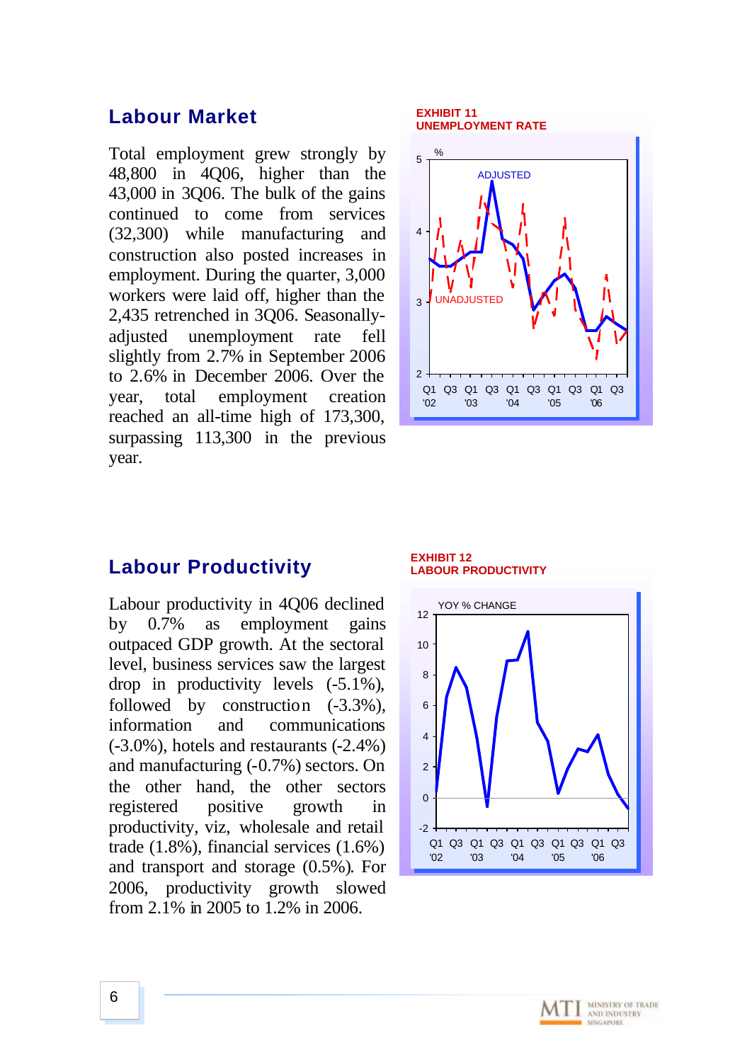## Labour Market

Total employment grew strongly by 48,800 in 4Q06, higher than the 43,000 in 3Q06. The bulk of the gains continued to come from services (32,300) while manufacturing and construction also posted increases in employment. During the quarter, 3,000 workers were laid off, higher than the 2,435 retrenched in 3Q06. Seasonally-adjusted unemployment rate fell slightly from 2.7% in September 2006 to 2.6% in December 2006. Over the year, total employment creation reached an all-time high of 173,300, surpassing 113,300 in the previous year.

**EXHIBIT 11**
**UNEMPLOYMENT RATE**

## Labour Productivity

Labour productivity in 4Q06 declined by 0.7% as employment gains outpaced GDP growth. At the sectoral level, business services saw the largest drop in productivity levels (-5.1%), followed by construction (-3.3%), information and communications (-3.0%), hotels and restaurants (-2.4%) and manufacturing (-0.7%) sectors. On the other hand, the other sectors registered positive growth in productivity, viz, wholesale and retail trade (1.8%), financial services (1.6%) and transport and storage (0.5%). For 2006, productivity growth slowed from 2.1% in 2005 to 1.2% in 2006.

**EXHIBIT 12**
**LABOUR PRODUCTIVITY**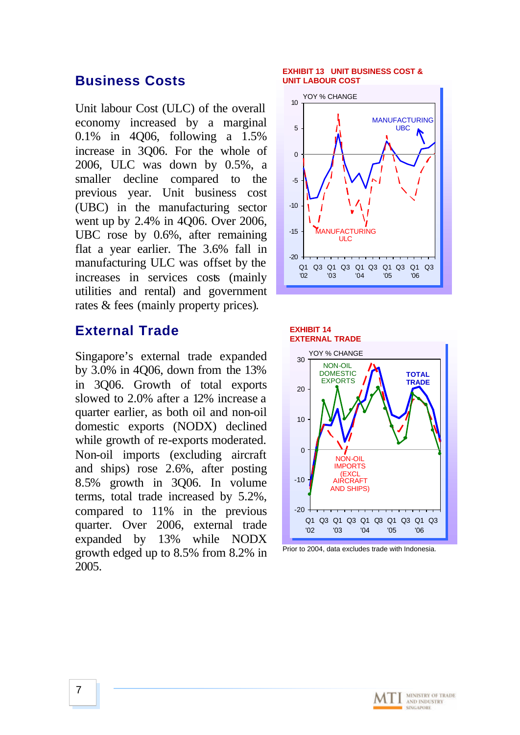## Business Costs

Unit labour Cost (ULC) of the overall economy increased by a marginal 0.1% in 4Q06, following a 1.5% increase in 3Q06. For the whole of 2006, ULC was down by 0.5%, a smaller decline compared to the previous year. Unit business cost (UBC) in the manufacturing sector went up by 2.4% in 4Q06. Over 2006, UBC rose by 0.6%, after remaining flat a year earlier. The 3.6% fall in manufacturing ULC was offset by the increases in services costs (mainly utilities and rental) and government rates & fees (mainly property prices).

**EXHIBIT 13 UNIT BUSINESS COST & UNIT LABOUR COST**

## External Trade

Singapore's external trade expanded by 3.0% in 4Q06, down from the 13% in 3Q06. Growth of total exports slowed to 2.0% after a 12% increase a quarter earlier, as both oil and non-oil domestic exports (NODX) declined while growth of re-exports moderated. Non-oil imports (excluding aircraft and ships) rose 2.6%, after posting 8.5% growth in 3Q06. In volume terms, total trade increased by 5.2%, compared to 11% in the previous quarter. Over 2006, external trade expanded by 13% while NODX growth edged up to 8.5% from 8.2% in 2005.

**EXHIBIT 14 EXTERNAL TRADE**

Prior to 2004, data excludes trade with Indonesia.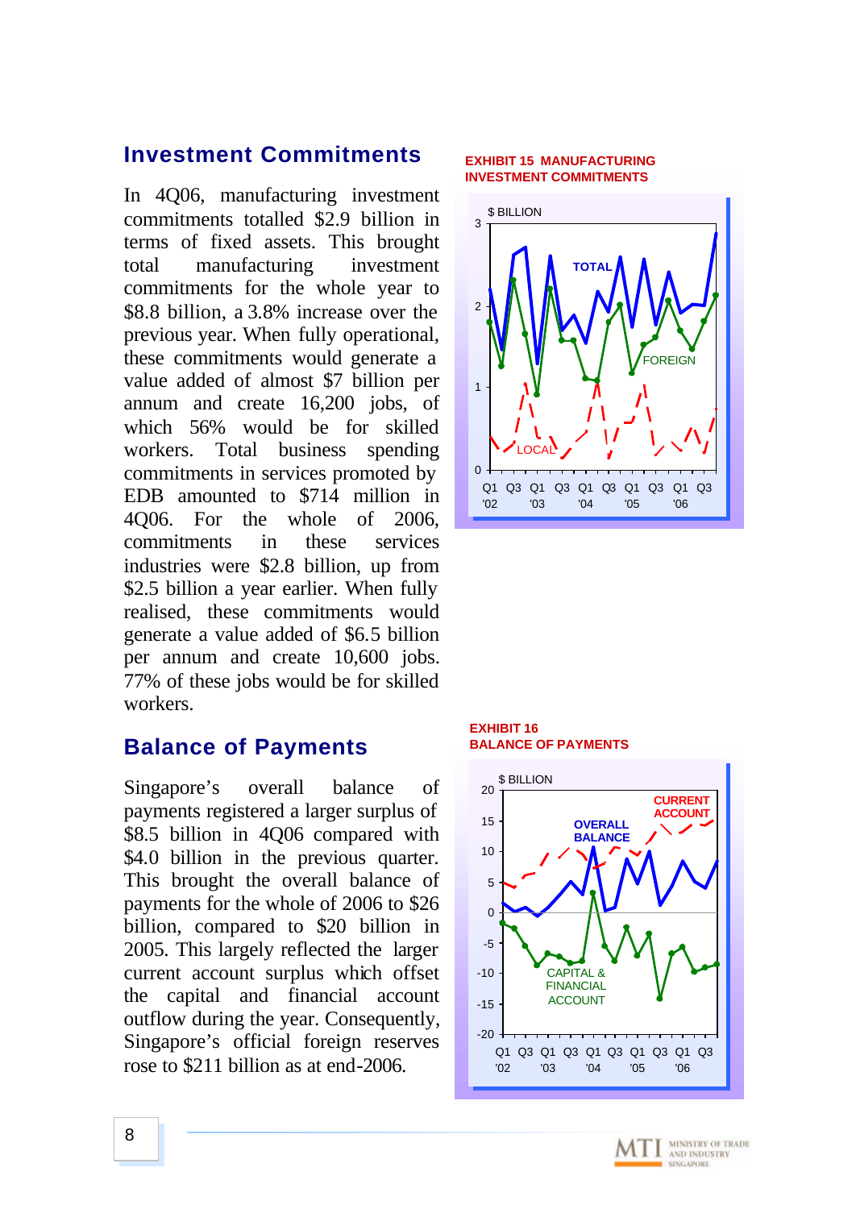## Investment Commitments

In 4Q06, manufacturing investment commitments totalled $2.9 billion in terms of fixed assets. This brought total manufacturing investment commitments for the whole year to $8.8 billion, a 3.8% increase over the previous year. When fully operational, these commitments would generate a value added of almost $7 billion per annum and create 16,200 jobs, of which 56% would be for skilled workers. Total business spending commitments in services promoted by EDB amounted to $714 million in 4Q06. For the whole of 2006, commitments in these services industries were $2.8 billion, up from $2.5 billion a year earlier. When fully realised, these commitments would generate a value added of $6.5 billion per annum and create 10,600 jobs. 77% of these jobs would be for skilled workers.

**EXHIBIT 15 MANUFACTURING INVESTMENT COMMITMENTS**

## Balance of Payments

Singapore's overall balance of payments registered a larger surplus of $8.5 billion in 4Q06 compared with $4.0 billion in the previous quarter. This brought the overall balance of payments for the whole of 2006 to $26 billion, compared to $20 billion in 2005. This largely reflected the larger current account surplus which offset the capital and financial account outflow during the year. Consequently, Singapore's official foreign reserves rose to $211 billion as at end-2006.

**EXHIBIT 16 BALANCE OF PAYMENTS**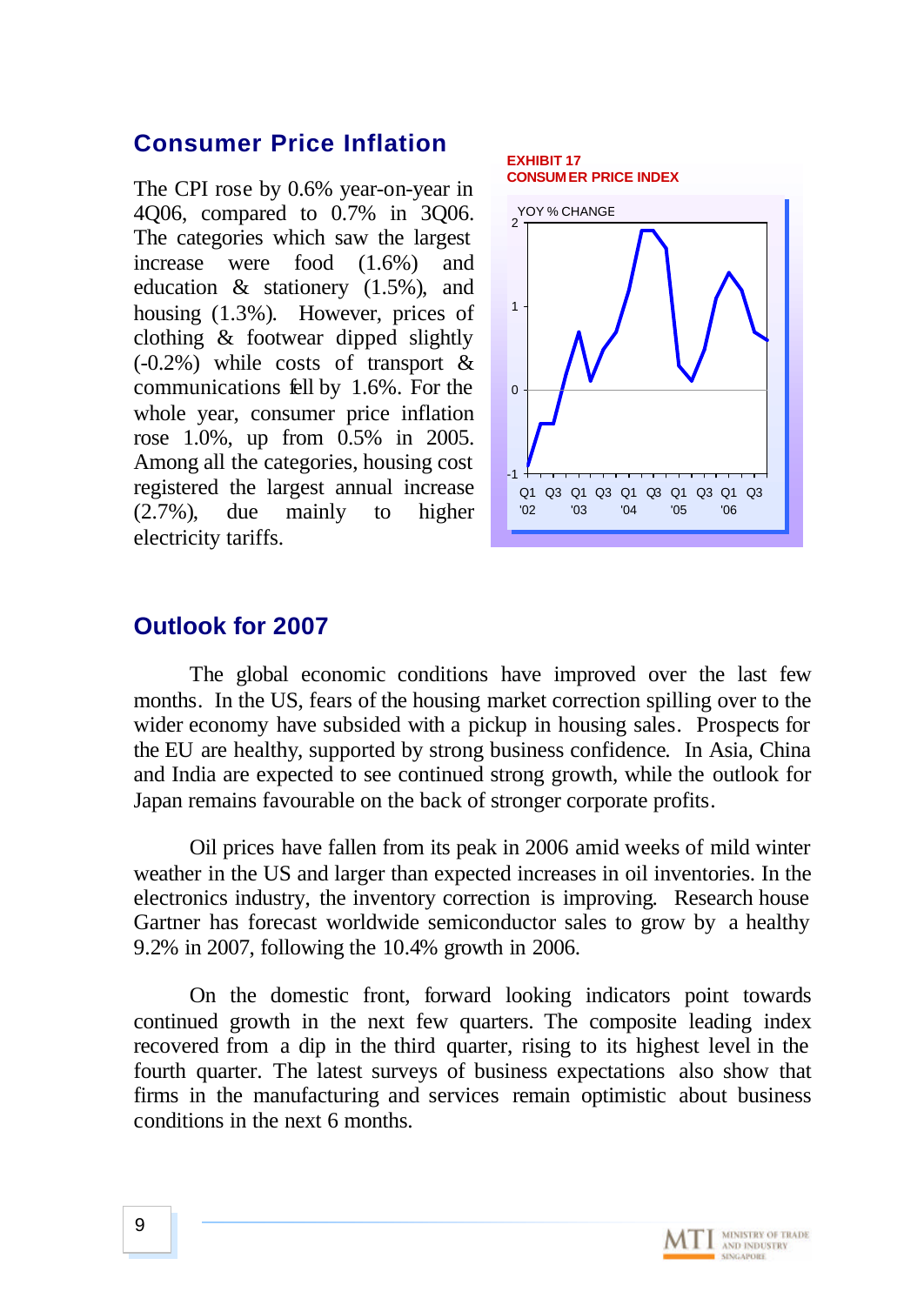## Consumer Price Inflation

The CPI rose by 0.6% year-on-year in 4Q06, compared to 0.7% in 3Q06. The categories which saw the largest increase were food (1.6%) and education & stationery (1.5%), and housing (1.3%). However, prices of clothing & footwear dipped slightly (-0.2%) while costs of transport & communications fell by 1.6%. For the whole year, consumer price inflation rose 1.0%, up from 0.5% in 2005. Among all the categories, housing cost registered the largest annual increase (2.7%), due mainly to higher electricity tariffs.

**EXHIBIT 17**
**CONSUMER PRICE INDEX**

## Outlook for 2007

The global economic conditions have improved over the last few months. In the US, fears of the housing market correction spilling over to the wider economy have subsided with a pickup in housing sales. Prospects for the EU are healthy, supported by strong business confidence. In Asia, China and India are expected to see continued strong growth, while the outlook for Japan remains favourable on the back of stronger corporate profits.

Oil prices have fallen from its peak in 2006 amid weeks of mild winter weather in the US and larger than expected increases in oil inventories. In the electronics industry, the inventory correction is improving. Research house Gartner has forecast worldwide semiconductor sales to grow by a healthy 9.2% in 2007, following the 10.4% growth in 2006.

On the domestic front, forward looking indicators point towards continued growth in the next few quarters. The composite leading index recovered from a dip in the third quarter, rising to its highest level in the fourth quarter. The latest surveys of business expectations also show that firms in the manufacturing and services remain optimistic about business conditions in the next 6 months.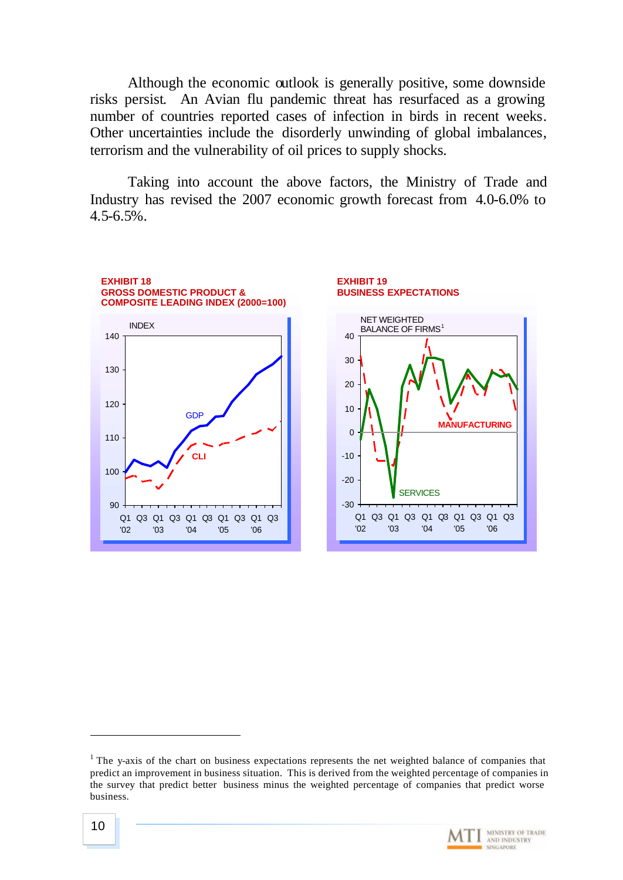Although the economic outlook is generally positive, some downside risks persist. An Avian flu pandemic threat has resurfaced as a growing number of countries reported cases of infection in birds in recent weeks. Other uncertainties include the disorderly unwinding of global imbalances, terrorism and the vulnerability of oil prices to supply shocks.

Taking into account the above factors, the Ministry of Trade and Industry has revised the 2007 economic growth forecast from 4.0-6.0% to 4.5-6.5%.

**EXHIBIT 18**
**GROSS DOMESTIC PRODUCT & COMPOSITE LEADING INDEX (2000=100)**

**EXHIBIT 19**
**BUSINESS EXPECTATIONS**

---

[1] The y-axis of the chart on business expectations represents the net weighted balance of companies that predict an improvement in business situation. This is derived from the weighted percentage of companies in the survey that predict better business minus the weighted percentage of companies that predict worse business.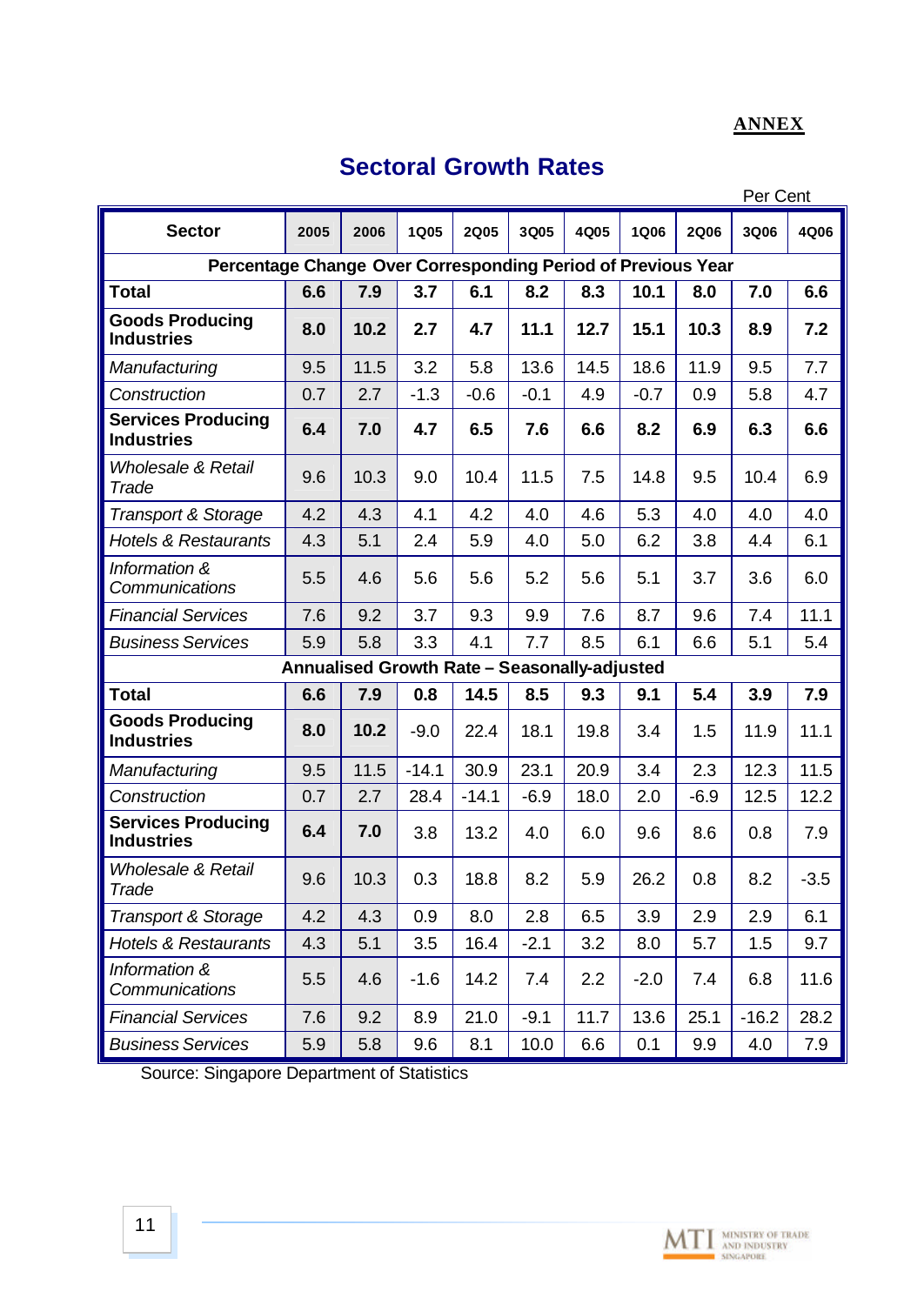**ANNEX**

## Sectoral Growth Rates

Per Cent

| Sector | 2005 | 2006 | 1Q05 | 2Q05 | 3Q05 | 4Q05 | 1Q06 | 2Q06 | 3Q06 | 4Q06 |
|---|---|---|---|---|---|---|---|---|---|---|
| **Percentage Change Over Corresponding Period of Previous Year** | | | | | | | | | | |
| **Total** | **6.6** | **7.9** | **3.7** | **6.1** | **8.2** | **8.3** | **10.1** | **8.0** | **7.0** | **6.6** |
| **Goods Producing Industries** | **8.0** | **10.2** | **2.7** | **4.7** | **11.1** | **12.7** | **15.1** | **10.3** | **8.9** | **7.2** |
| *Manufacturing* | 9.5 | 11.5 | 3.2 | 5.8 | 13.6 | 14.5 | 18.6 | 11.9 | 9.5 | 7.7 |
| *Construction* | 0.7 | 2.7 | -1.3 | -0.6 | -0.1 | 4.9 | -0.7 | 0.9 | 5.8 | 4.7 |
| **Services Producing Industries** | **6.4** | **7.0** | **4.7** | **6.5** | **7.6** | **6.6** | **8.2** | **6.9** | **6.3** | **6.6** |
| *Wholesale & Retail Trade* | 9.6 | 10.3 | 9.0 | 10.4 | 11.5 | 7.5 | 14.8 | 9.5 | 10.4 | 6.9 |
| *Transport & Storage* | 4.2 | 4.3 | 4.1 | 4.2 | 4.0 | 4.6 | 5.3 | 4.0 | 4.0 | 4.0 |
| *Hotels & Restaurants* | 4.3 | 5.1 | 2.4 | 5.9 | 4.0 | 5.0 | 6.2 | 3.8 | 4.4 | 6.1 |
| *Information & Communications* | 5.5 | 4.6 | 5.6 | 5.6 | 5.2 | 5.6 | 5.1 | 3.7 | 3.6 | 6.0 |
| *Financial Services* | 7.6 | 9.2 | 3.7 | 9.3 | 9.9 | 7.6 | 8.7 | 9.6 | 7.4 | 11.1 |
| *Business Services* | 5.9 | 5.8 | 3.3 | 4.1 | 7.7 | 8.5 | 6.1 | 6.6 | 5.1 | 5.4 |
| **Annualised Growth Rate – Seasonally-adjusted** | | | | | | | | | | |
| **Total** | **6.6** | **7.9** | **0.8** | **14.5** | **8.5** | **9.3** | **9.1** | **5.4** | **3.9** | **7.9** |
| **Goods Producing Industries** | **8.0** | **10.2** | -9.0 | 22.4 | 18.1 | 19.8 | 3.4 | 1.5 | 11.9 | 11.1 |
| *Manufacturing* | 9.5 | 11.5 | -14.1 | 30.9 | 23.1 | 20.9 | 3.4 | 2.3 | 12.3 | 11.5 |
| *Construction* | 0.7 | 2.7 | 28.4 | -14.1 | -6.9 | 18.0 | 2.0 | -6.9 | 12.5 | 12.2 |
| **Services Producing Industries** | **6.4** | **7.0** | 3.8 | 13.2 | 4.0 | 6.0 | 9.6 | 8.6 | 0.8 | 7.9 |
| *Wholesale & Retail Trade* | 9.6 | 10.3 | 0.3 | 18.8 | 8.2 | 5.9 | 26.2 | 0.8 | 8.2 | -3.5 |
| *Transport & Storage* | 4.2 | 4.3 | 0.9 | 8.0 | 2.8 | 6.5 | 3.9 | 2.9 | 2.9 | 6.1 |
| *Hotels & Restaurants* | 4.3 | 5.1 | 3.5 | 16.4 | -2.1 | 3.2 | 8.0 | 5.7 | 1.5 | 9.7 |
| *Information & Communications* | 5.5 | 4.6 | -1.6 | 14.2 | 7.4 | 2.2 | -2.0 | 7.4 | 6.8 | 11.6 |
| *Financial Services* | 7.6 | 9.2 | 8.9 | 21.0 | -9.1 | 11.7 | 13.6 | 25.1 | -16.2 | 28.2 |
| *Business Services* | 5.9 | 5.8 | 9.6 | 8.1 | 10.0 | 6.6 | 0.1 | 9.9 | 4.0 | 7.9 |

Source: Singapore Department of Statistics